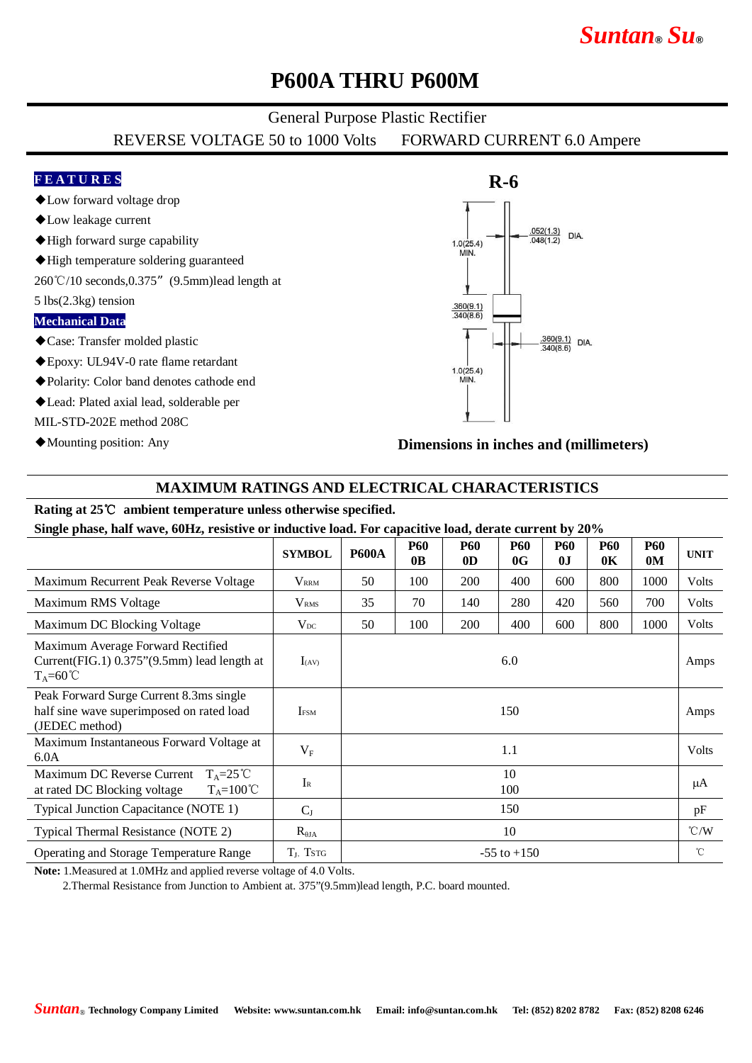# P600A THRU P600M

General Purpose Plastic Rectifier

REVERSE VOLTAGE 50 to 1000 Volts　　FORWARD CURRENT 6.0 Ampere

## FEATURES

- ◆Low forward voltage drop
- ◆Low leakage current
- ◆High forward surge capability
- ◆High temperature soldering guaranteed 260℃/10 seconds,0.375"(9.5mm)lead length at 5 lbs(2.3kg) tension

## Mechanical Data

- ◆Case: Transfer molded plastic
- ◆Epoxy: UL94V-0 rate flame retardant
- ◆Polarity: Color band denotes cathode end
- ◆Lead: Plated axial lead, solderable per MIL-STD-202E method 208C
- ◆Mounting position: Any

**R-6**

1.0(25.4) MIN.　.052(1.3) .048(1.2) DIA.　.360(9.1) .340(8.6)　.360(9.1) .340(8.6) DIA.　1.0(25.4) MIN.

**Dimensions in inches and (millimeters)**

## MAXIMUM RATINGS AND ELECTRICAL CHARACTERISTICS

**Rating at 25℃ ambient temperature unless otherwise specified.**

**Single phase, half wave, 60Hz, resistive or inductive load. For capacitive load, derate current by 20%**

| | SYMBOL | P600A | P600B | P600D | P600G | P600J | P600K | P600M | UNIT |
|---|---|---|---|---|---|---|---|---|---|
| Maximum Recurrent Peak Reverse Voltage | $V_{RRM}$ | 50 | 100 | 200 | 400 | 600 | 800 | 1000 | Volts |
| Maximum RMS Voltage | $V_{RMS}$ | 35 | 70 | 140 | 280 | 420 | 560 | 700 | Volts |
| Maximum DC Blocking Voltage | $V_{DC}$ | 50 | 100 | 200 | 400 | 600 | 800 | 1000 | Volts |
| Maximum Average Forward Rectified Current(FIG.1) 0.375"(9.5mm) lead length at $T_A$=60℃ | $I_{(AV)}$ | 6.0 | | | | | | | Amps |
| Peak Forward Surge Current 8.3ms single half sine wave superimposed on rated load (JEDEC method) | $I_{FSM}$ | 150 | | | | | | | Amps |
| Maximum Instantaneous Forward Voltage at 6.0A | $V_F$ | 1.1 | | | | | | | Volts |
| Maximum DC Reverse Current $T_A$=25℃ at rated DC Blocking voltage $T_A$=100℃ | $I_R$ | 10 / 100 | | | | | | | μA |
| Typical Junction Capacitance (NOTE 1) | $C_J$ | 150 | | | | | | | pF |
| Typical Thermal Resistance (NOTE 2) | $R_{θJA}$ | 10 | | | | | | | ℃/W |
| Operating and Storage Temperature Range | $T_J$, $T_{STG}$ | -55 to +150 | | | | | | | ℃ |

**Note:** 1.Measured at 1.0MHz and applied reverse voltage of 4.0 Volts.

2.Thermal Resistance from Junction to Ambient at. 375"(9.5mm)lead length, P.C. board mounted.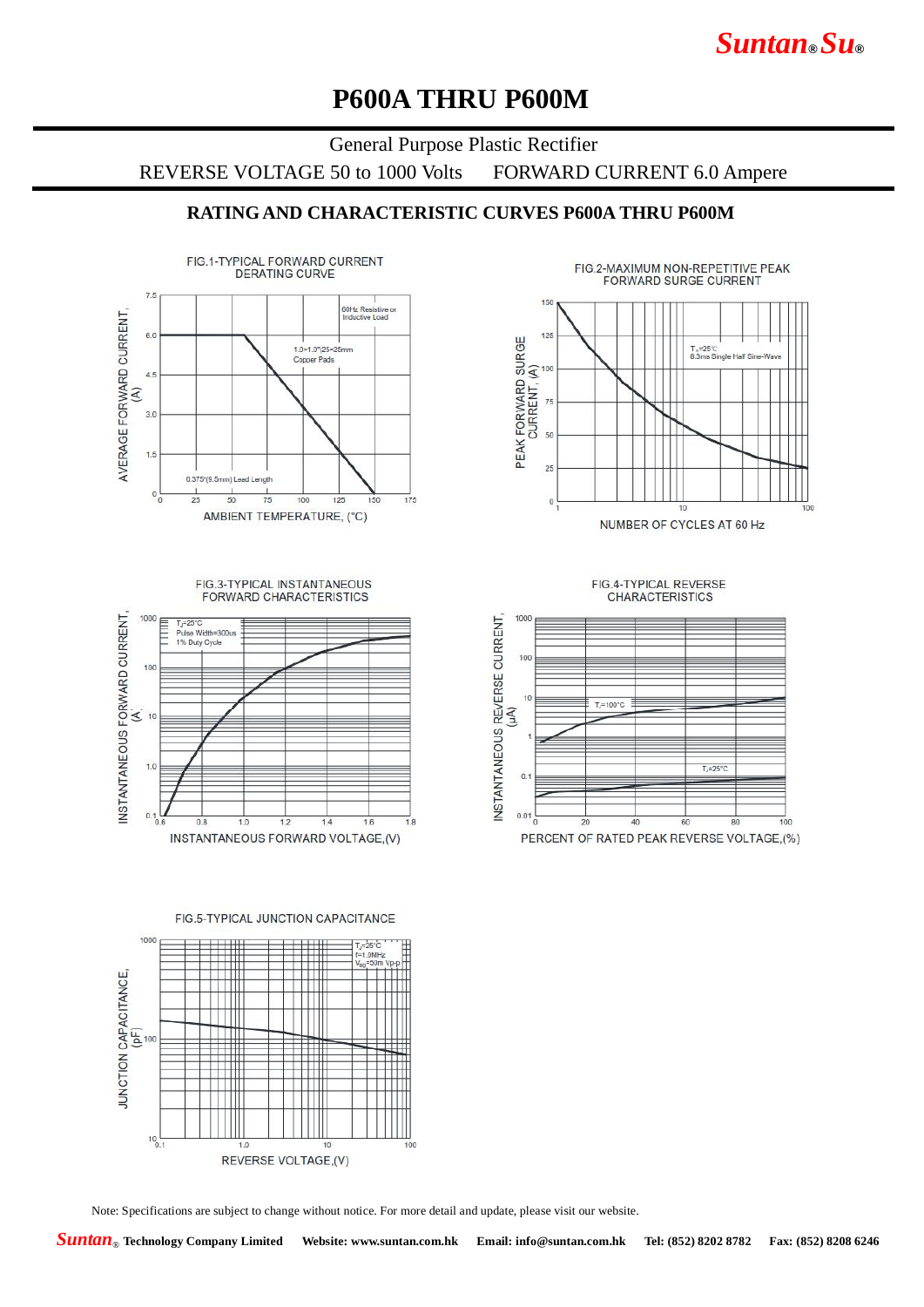# P600A THRU P600M

General Purpose Plastic Rectifier

REVERSE VOLTAGE 50 to 1000 Volts     FORWARD CURRENT 6.0 Ampere

## RATING AND CHARACTERISTIC CURVES P600A THRU P600M

FIG.1-TYPICAL FORWARD CURRENT DERATING CURVE

AVERAGE FORWARD CURRENT, (A)

7.5
6.0
4.5
3.0
1.5
0

0 25 50 75 100 125 150 175

AMBIENT TEMPERATURE, (°C)

60Hz Resistive or Inductive Load

1.0×1.0"(25×25mm Copper Pads

0.375"(9.5mm) Lead Length

FIG.2-MAXIMUM NON-REPETITIVE PEAK FORWARD SURGE CURRENT

PEAK FORWARD SURGE CURRENT, (A)

150
125
100
75
50
25
0

1 10 100

NUMBER OF CYCLES AT 60 Hz

$T_A$=25°C
8.3ms Single Half Sine-Wave

FIG.3-TYPICAL INSTANTANEOUS FORWARD CHARACTERISTICS

INSTANTANEOUS FORWARD CURRENT, (A)

1000
100
10
1.0
0.1

0.6 0.8 1.0 1.2 1.4 1.6 1.8

INSTANTANEOUS FORWARD VOLTAGE,(V)

$T_J$=25°C
Pulse Width=300us
1% Duty Cycle

FIG.4-TYPICAL REVERSE CHARACTERISTICS

INSTANTANEOUS REVERSE CURRENT, (μA)

1000
100
10
1
0.1
0.01

0 20 40 60 80 100

PERCENT OF RATED PEAK REVERSE VOLTAGE,(%)

$T_J$=100°C

$T_J$=25°C

FIG.5-TYPICAL JUNCTION CAPACITANCE

JUNCTION CAPACITANCE, (pF)

1000
100
10

0.1 1.0 10 100

REVERSE VOLTAGE,(V)

$T_J$=25°C
f=1.0MHz
$V_{sig}$=50m Vp-p

Note: Specifications are subject to change without notice. For more detail and update, please visit our website.